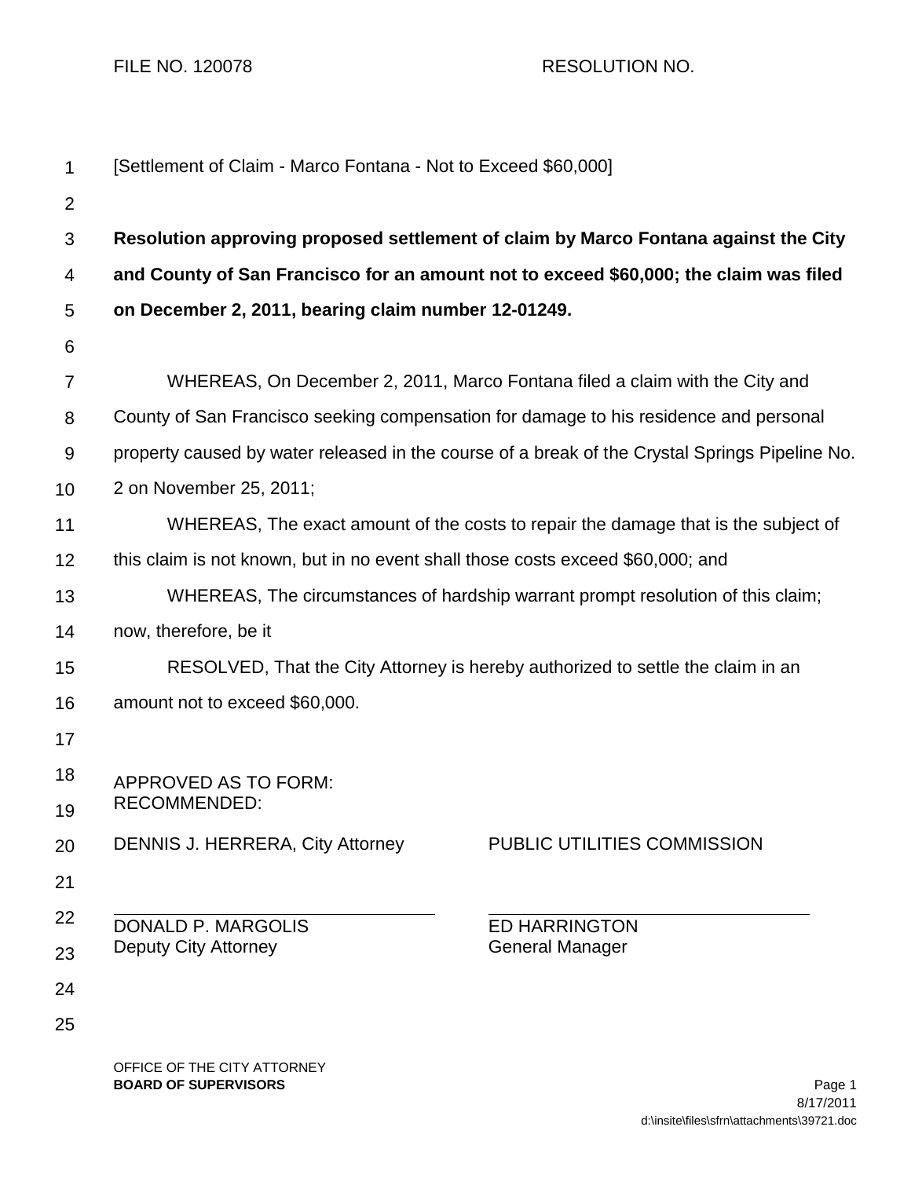FILE NO. 120078 RESOLUTION NO.

[Settlement of Claim - Marco Fontana - Not to Exceed $60,000]

**Resolution approving proposed settlement of claim by Marco Fontana against the City and County of San Francisco for an amount not to exceed $60,000; the claim was filed on December 2, 2011, bearing claim number 12-01249.**

WHEREAS, On December 2, 2011, Marco Fontana filed a claim with the City and County of San Francisco seeking compensation for damage to his residence and personal property caused by water released in the course of a break of the Crystal Springs Pipeline No. 2 on November 25, 2011;

WHEREAS, The exact amount of the costs to repair the damage that is the subject of this claim is not known, but in no event shall those costs exceed $60,000; and

WHEREAS, The circumstances of hardship warrant prompt resolution of this claim; now, therefore, be it

RESOLVED, That the City Attorney is hereby authorized to settle the claim in an amount not to exceed $60,000.

APPROVED AS TO FORM:

DENNIS J. HERRERA, City Attorney

DONALD P. MARGOLIS
Deputy City Attorney

RECOMMENDED:

PUBLIC UTILITIES COMMISSION

ED HARRINGTON
General Manager

OFFICE OF THE CITY ATTORNEY
**BOARD OF SUPERVISORS**

8/17/2011
d:\insite\files\sfrn\attachments\39721.doc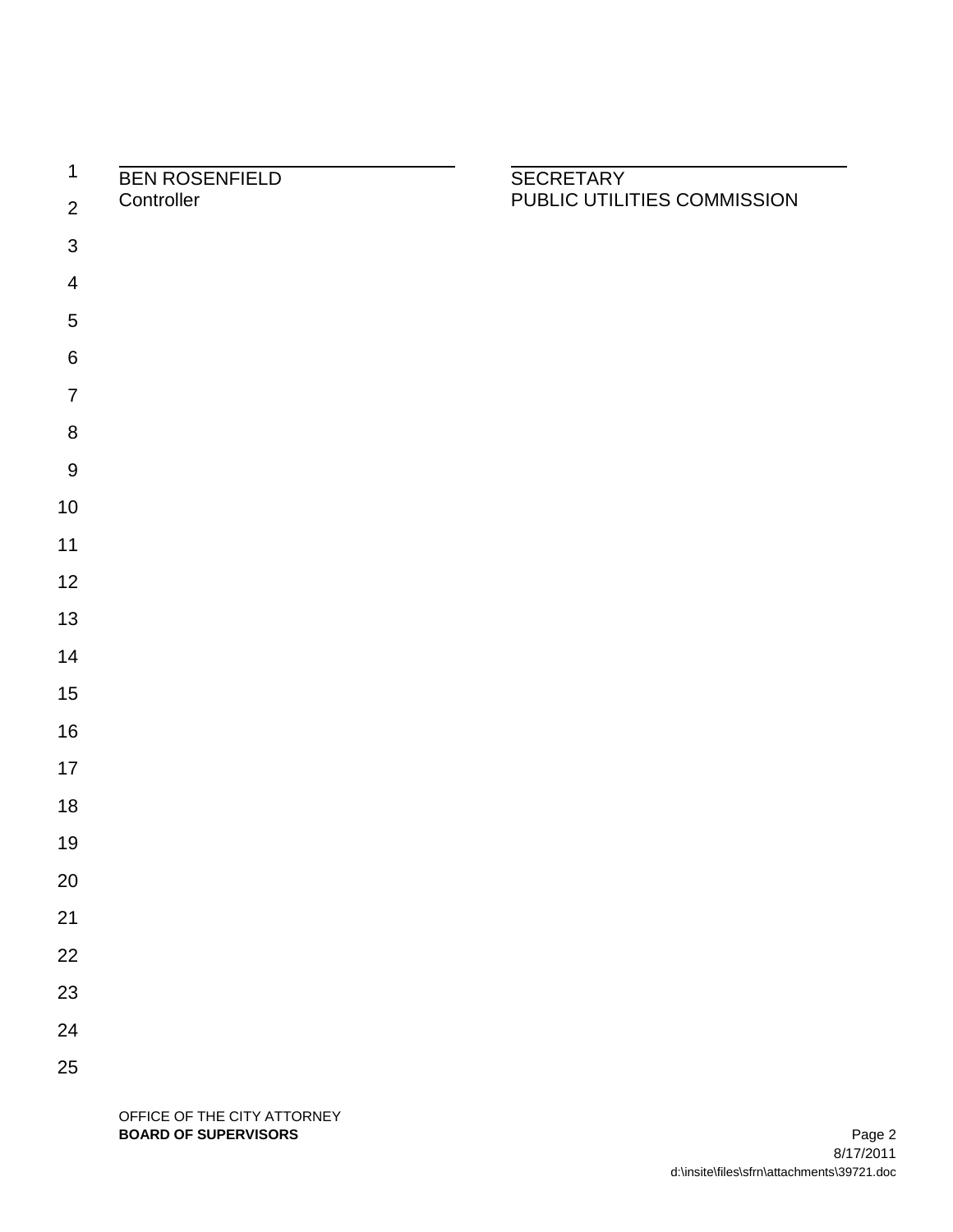| | |
|---|---|
| \_\_\_\_\_\_\_\_\_\_\_\_\_\_\_\_\_\_\_\_\_\_\_\_\_\_\_\_ | \_\_\_\_\_\_\_\_\_\_\_\_\_\_\_\_\_\_\_\_\_\_\_\_\_\_\_\_ |
| BEN ROSENFIELD | SECRETARY |
| Controller | PUBLIC UTILITIES COMMISSION |